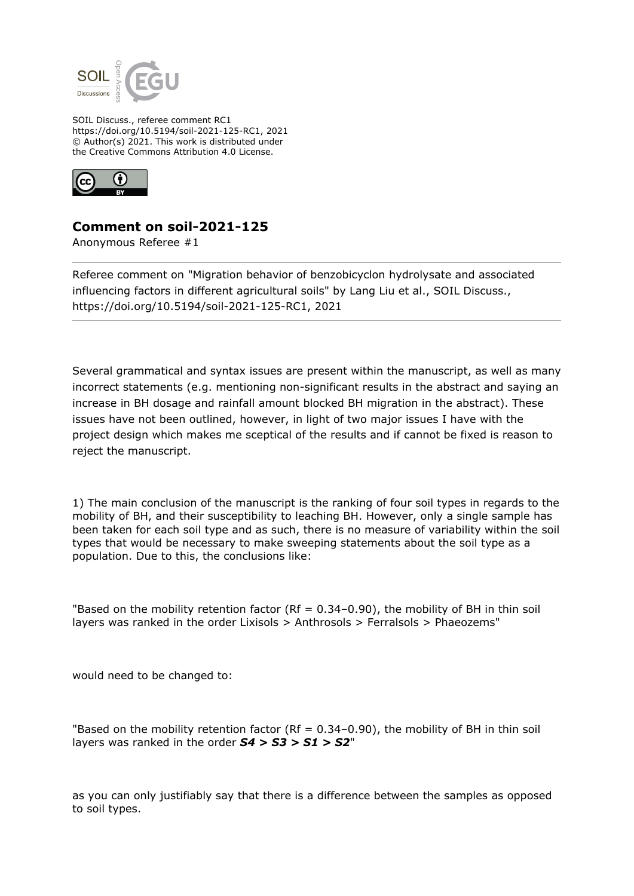SOIL Discuss., referee comment RC1
https://doi.org/10.5194/soil-2021-125-RC1, 2021
© Author(s) 2021. This work is distributed under
the Creative Commons Attribution 4.0 License.

## Comment on soil-2021-125

Anonymous Referee #1

Referee comment on "Migration behavior of benzobicyclon hydrolysate and associated influencing factors in different agricultural soils" by Lang Liu et al., SOIL Discuss., https://doi.org/10.5194/soil-2021-125-RC1, 2021

Several grammatical and syntax issues are present within the manuscript, as well as many incorrect statements (e.g. mentioning non-significant results in the abstract and saying an increase in BH dosage and rainfall amount blocked BH migration in the abstract). These issues have not been outlined, however, in light of two major issues I have with the project design which makes me sceptical of the results and if cannot be fixed is reason to reject the manuscript.

1) The main conclusion of the manuscript is the ranking of four soil types in regards to the mobility of BH, and their susceptibility to leaching BH. However, only a single sample has been taken for each soil type and as such, there is no measure of variability within the soil types that would be necessary to make sweeping statements about the soil type as a population. Due to this, the conclusions like:

"Based on the mobility retention factor (Rf = 0.34–0.90), the mobility of BH in thin soil layers was ranked in the order Lixisols > Anthrosols > Ferralsols > Phaeozems"

would need to be changed to:

"Based on the mobility retention factor (Rf = 0.34–0.90), the mobility of BH in thin soil layers was ranked in the order ***S4 > S3 > S1 > S2***"

as you can only justifiably say that there is a difference between the samples as opposed to soil types.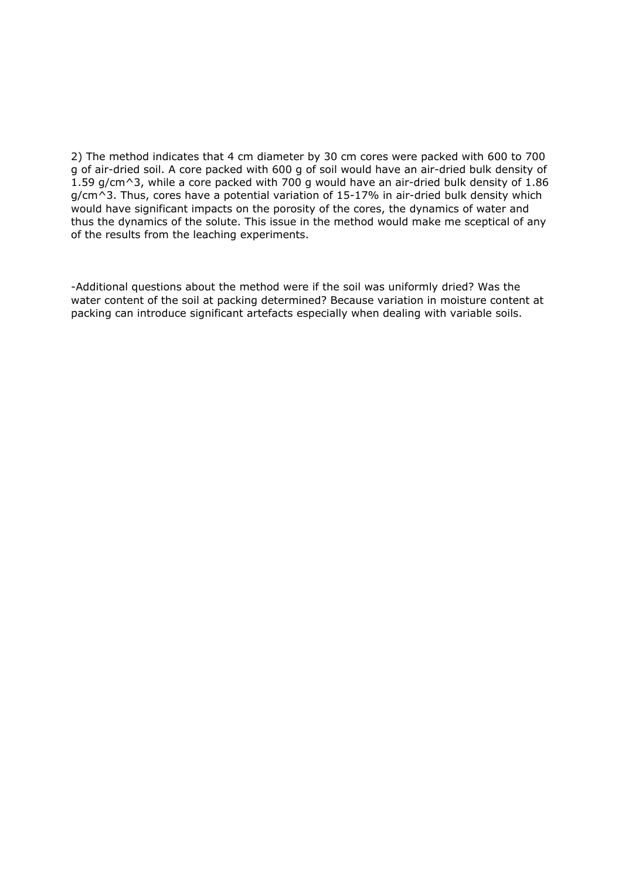2) The method indicates that 4 cm diameter by 30 cm cores were packed with 600 to 700 g of air-dried soil. A core packed with 600 g of soil would have an air-dried bulk density of 1.59 g/cm^3, while a core packed with 700 g would have an air-dried bulk density of 1.86 g/cm^3. Thus, cores have a potential variation of 15-17% in air-dried bulk density which would have significant impacts on the porosity of the cores, the dynamics of water and thus the dynamics of the solute. This issue in the method would make me sceptical of any of the results from the leaching experiments.

-Additional questions about the method were if the soil was uniformly dried? Was the water content of the soil at packing determined? Because variation in moisture content at packing can introduce significant artefacts especially when dealing with variable soils.